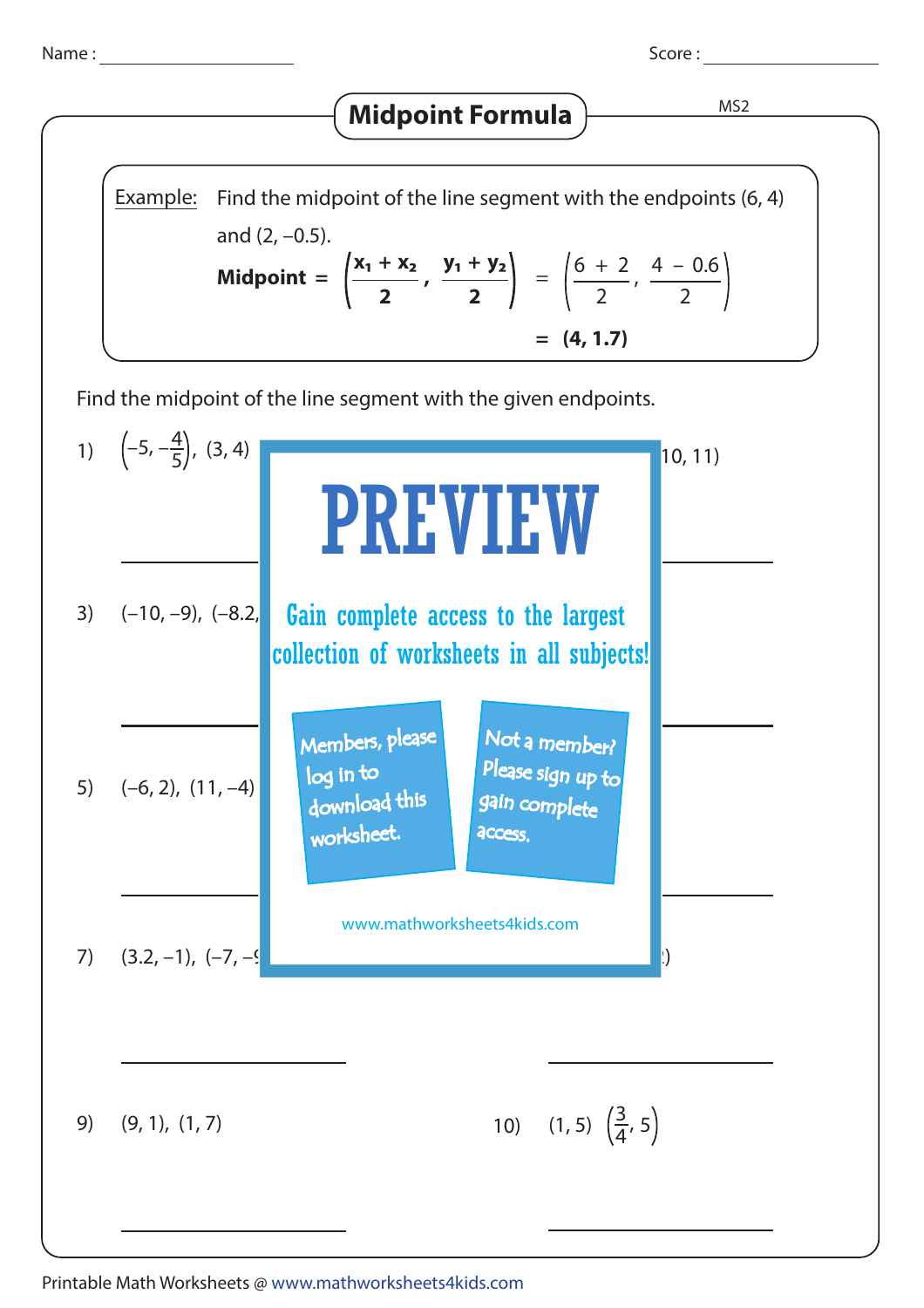Name : ____________________ Score : ____________________

# Midpoint Formula

MS2

Example: Find the midpoint of the line segment with the endpoints (6, 4) and (2, –0.5).

$$\textbf{Midpoint} = \left(\frac{x_1 + x_2}{2}, \frac{y_1 + y_2}{2}\right) = \left(\frac{6 + 2}{2}, \frac{4 - 0.6}{2}\right)$$

$$= \textbf{(4, 1.7)}$$

Find the midpoint of the line segment with the given endpoints.

1) $\left(-5, -\frac{4}{5}\right)$, (3, 4)

10, 11)

3) (–10, –9), (–8.2,

PREVIEW

Gain complete access to the largest collection of worksheets in all subjects!

Members, please log in to download this worksheet.

Not a member? Please sign up to gain complete access.

www.mathworksheets4kids.com

5) (–6, 2), (11, –4)

7) (3.2, –1), (–7, –

9) (9, 1), (1, 7)

10) (1, 5) $\left(\frac{3}{4}, 5\right)$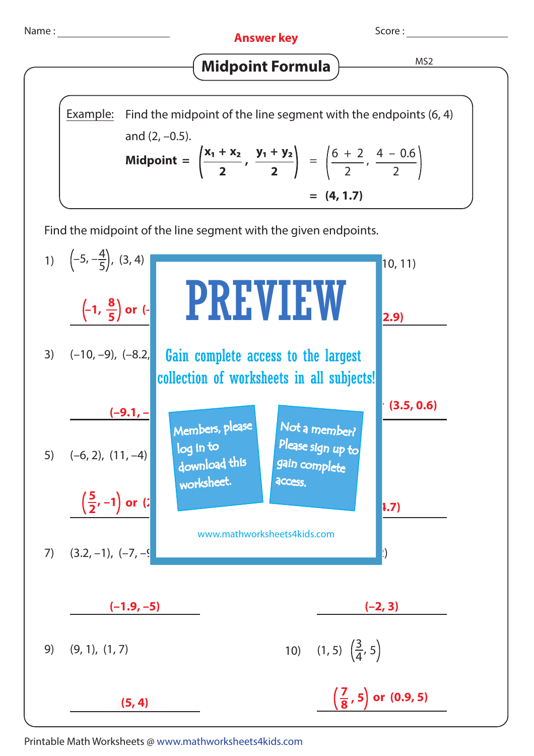Name : ____________ **Answer key** Score : ____________

# Midpoint Formula

MS2

**Example:** Find the midpoint of the line segment with the endpoints (6, 4) and (2, –0.5).

$$\textbf{Midpoint} = \left(\frac{x_1 + x_2}{2}, \frac{y_1 + y_2}{2}\right) = \left(\frac{6 + 2}{2}, \frac{4 - 0.6}{2}\right)$$

$$= (4, 1.7)$$

Find the midpoint of the line segment with the given endpoints.

1) $\left(-5, -\frac{4}{5}\right)$, (3, 4)

**$\left(-1, \frac{8}{5}\right)$ or (-**

10, 11)

**2.9)**

3) (–10, –9), (–8.2,

**(–9.1, –**

**(3.5, 0.6)**

5) (–6, 2), (11, –4)

**$\left(\frac{5}{2}, -1\right)$ or (2**

**.7)**

PREVIEW

Gain complete access to the largest collection of worksheets in all subjects!

Members, please log in to download this worksheet.

Not a member? Please sign up to gain complete access.

www.mathworksheets4kids.com

7) (3.2, –1), (–7, –

**(–1.9, –5)**

**(–2, 3)**

9) (9, 1), (1, 7)

**(5, 4)**

10) (1, 5) $\left(\frac{3}{4}, 5\right)$

**$\left(\frac{7}{8}, 5\right)$ or (0.9, 5)**

Printable Math Worksheets @ www.mathworksheets4kids.com